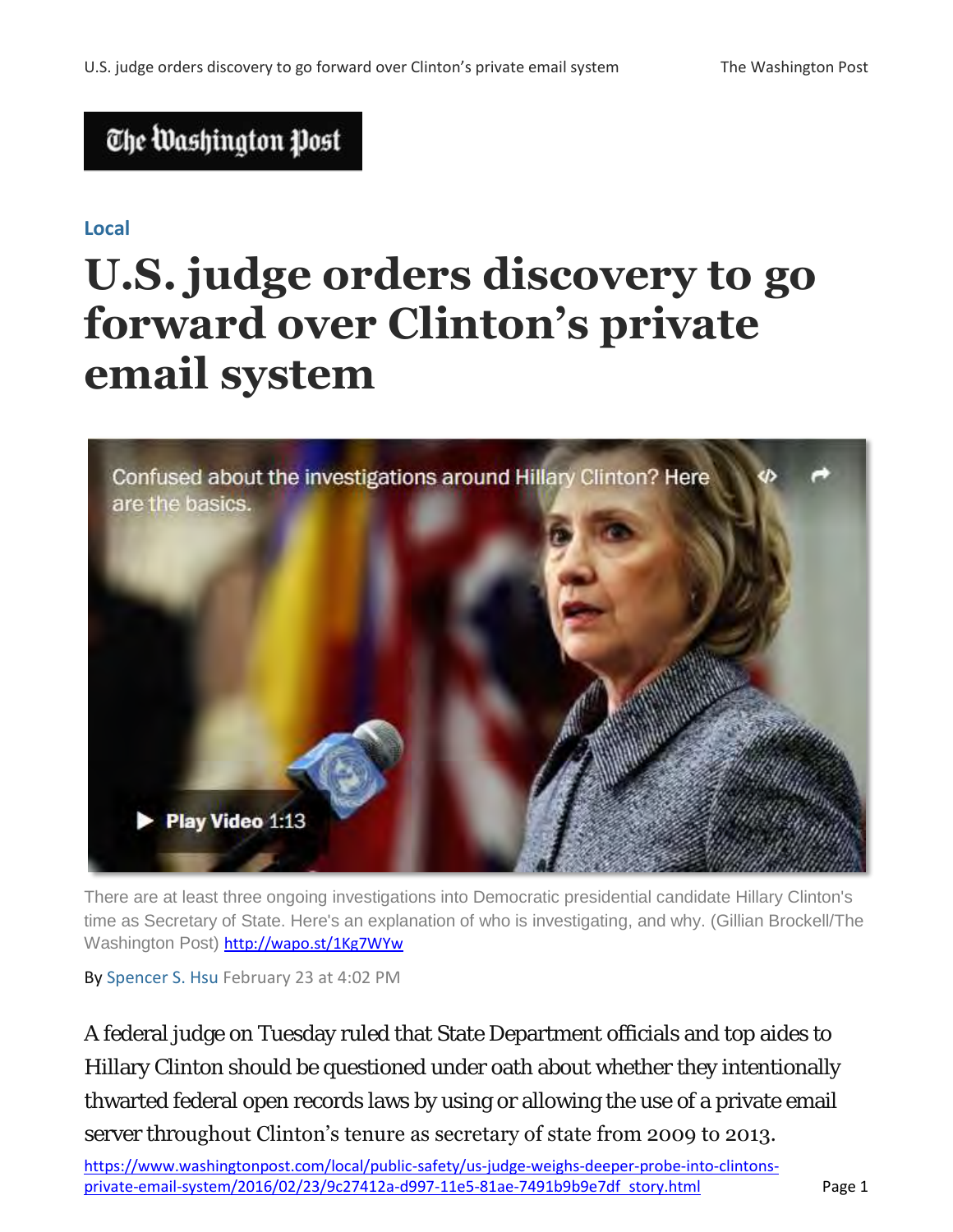**The Washington Post**

Local

# U.S. judge orders discovery to go forward over Clinton's private email system

Confused about the investigations around Hillary Clinton? Here are the basics.

Play Video 1:13

There are at least three ongoing investigations into Democratic presidential candidate Hillary Clinton's time as Secretary of State. Here's an explanation of who is investigating, and why. (Gillian Brockell/The Washington Post) http://wapo.st/1Kg7WYw

By Spencer S. Hsu February 23 at 4:02 PM

A federal judge on Tuesday ruled that State Department officials and top aides to Hillary Clinton should be questioned under oath about whether they intentionally thwarted federal open records laws by using or allowing the use of a private email server throughout Clinton's tenure as secretary of state from 2009 to 2013.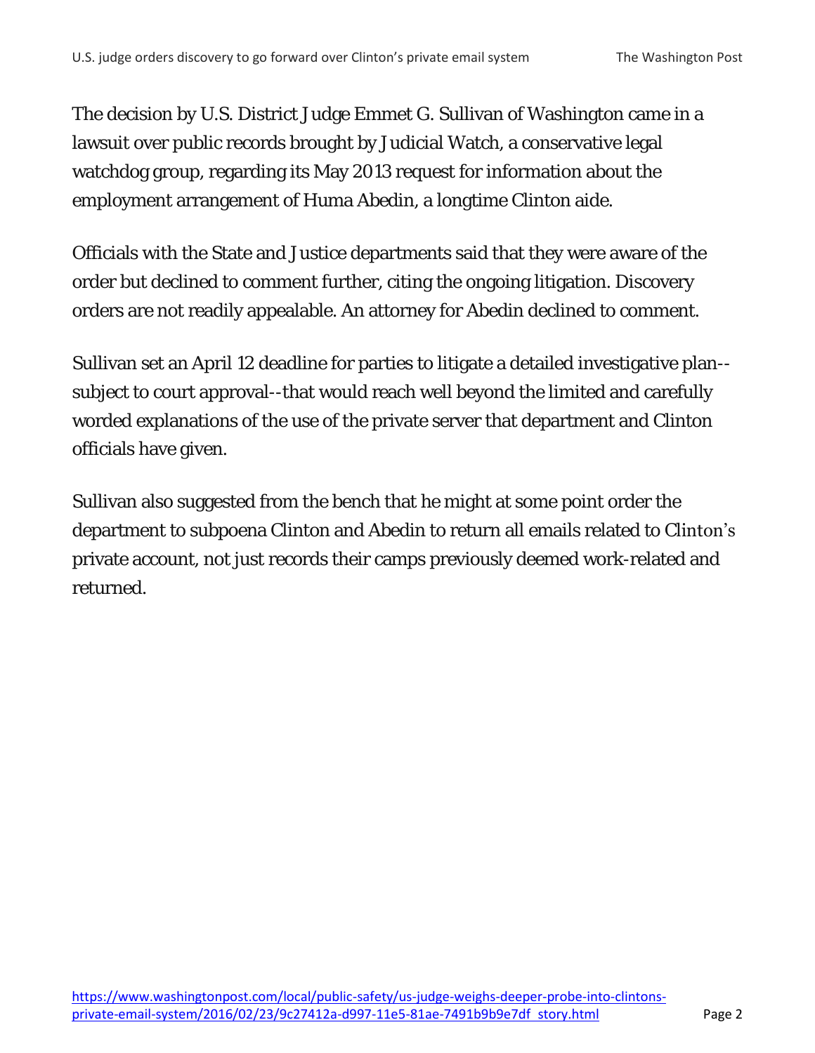The decision by U.S. District Judge Emmet G. Sullivan of Washington came in a lawsuit over public records brought by Judicial Watch, a conservative legal watchdog group, regarding its May 2013 request for information about the employment arrangement of Huma Abedin, a longtime Clinton aide.

Officials with the State and Justice departments said that they were aware of the order but declined to comment further, citing the ongoing litigation. Discovery orders are not readily appealable. An attorney for Abedin declined to comment.

Sullivan set an April 12 deadline for parties to litigate a detailed investigative plan--subject to court approval--that would reach well beyond the limited and carefully worded explanations of the use of the private server that department and Clinton officials have given.

Sullivan also suggested from the bench that he might at some point order the department to subpoena Clinton and Abedin to return all emails related to Clinton's private account, not just records their camps previously deemed work-related and returned.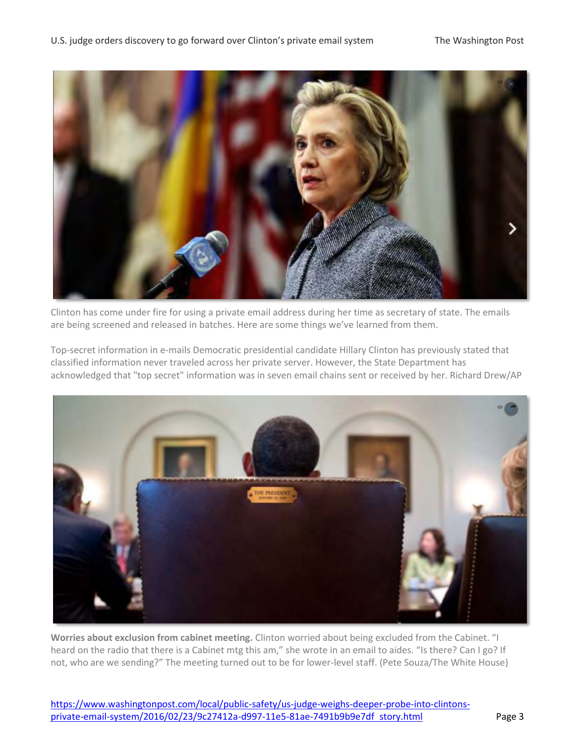Clinton has come under fire for using a private email address during her time as secretary of state. The emails are being screened and released in batches. Here are some things we've learned from them.

Top-secret information in e-mails Democratic presidential candidate Hillary Clinton has previously stated that classified information never traveled across her private server. However, the State Department has acknowledged that "top secret" information was in seven email chains sent or received by her. Richard Drew/AP

**Worries about exclusion from cabinet meeting.** Clinton worried about being excluded from the Cabinet. "I heard on the radio that there is a Cabinet mtg this am," she wrote in an email to aides. "Is there? Can I go? If not, who are we sending?" The meeting turned out to be for lower-level staff. (Pete Souza/The White House)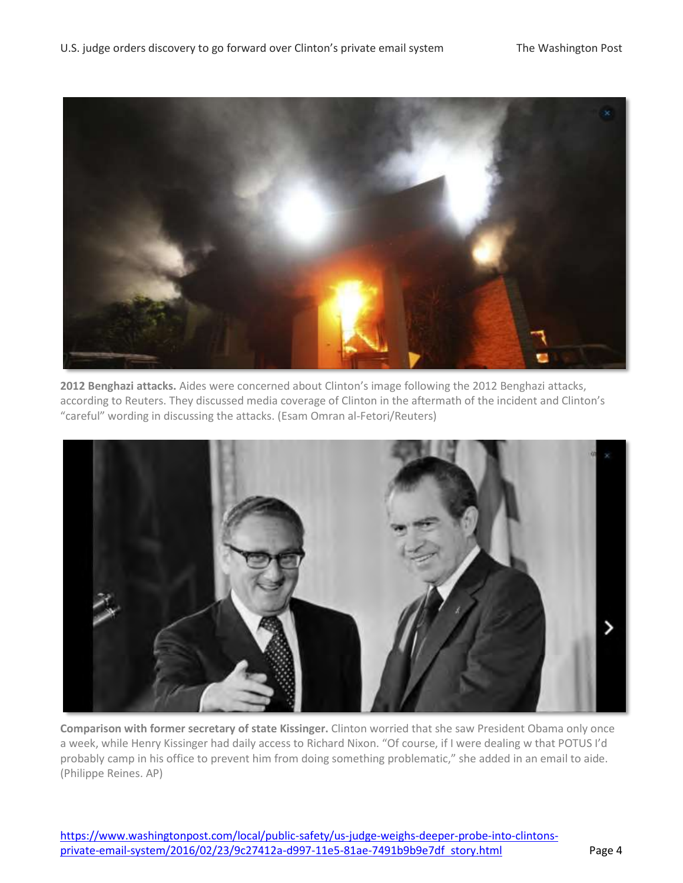**2012 Benghazi attacks.** Aides were concerned about Clinton's image following the 2012 Benghazi attacks, according to Reuters. They discussed media coverage of Clinton in the aftermath of the incident and Clinton's "careful" wording in discussing the attacks. (Esam Omran al-Fetori/Reuters)

**Comparison with former secretary of state Kissinger.** Clinton worried that she saw President Obama only once a week, while Henry Kissinger had daily access to Richard Nixon. "Of course, if I were dealing w that POTUS I'd probably camp in his office to prevent him from doing something problematic," she added in an email to aide. (Philippe Reines. AP)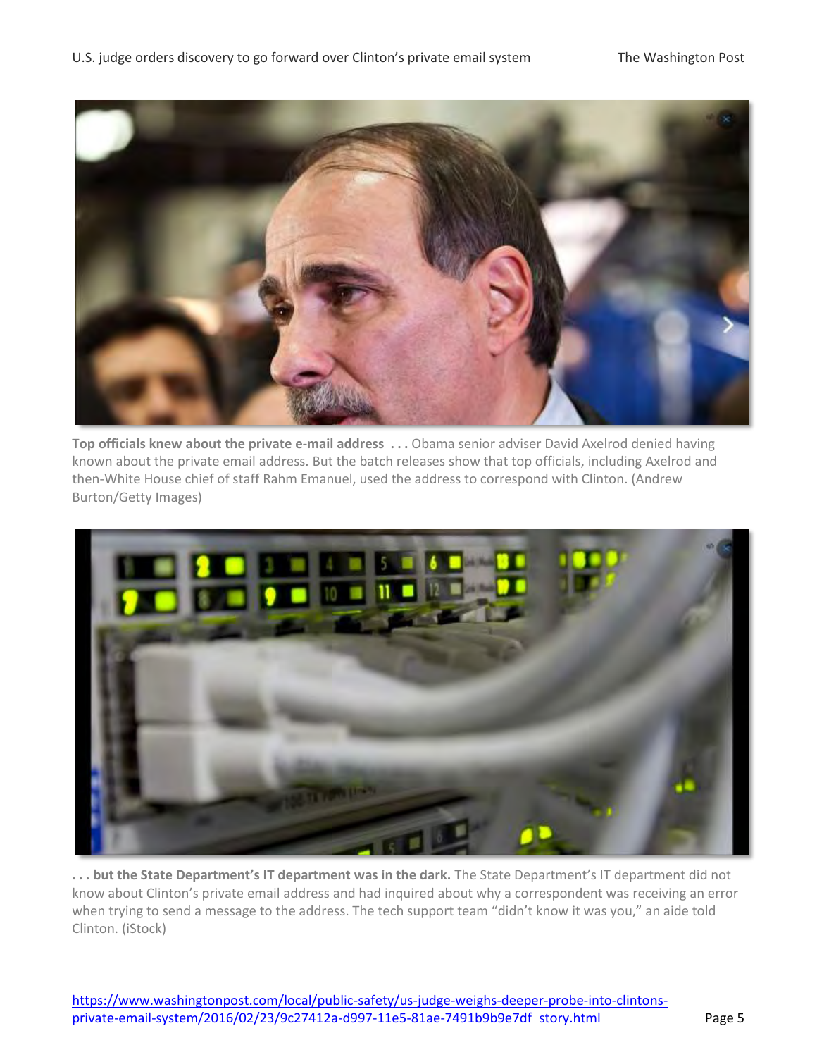**Top officials knew about the private e-mail address . . .** Obama senior adviser David Axelrod denied having known about the private email address. But the batch releases show that top officials, including Axelrod and then-White House chief of staff Rahm Emanuel, used the address to correspond with Clinton. (Andrew Burton/Getty Images)

**. . . but the State Department's IT department was in the dark.** The State Department's IT department did not know about Clinton's private email address and had inquired about why a correspondent was receiving an error when trying to send a message to the address. The tech support team "didn't know it was you," an aide told Clinton. (iStock)

https://www.washingtonpost.com/local/public-safety/us-judge-weighs-deeper-probe-into-clintons-private-email-system/2016/02/23/9c27412a-d997-11e5-81ae-7491b9b9e7df_story.html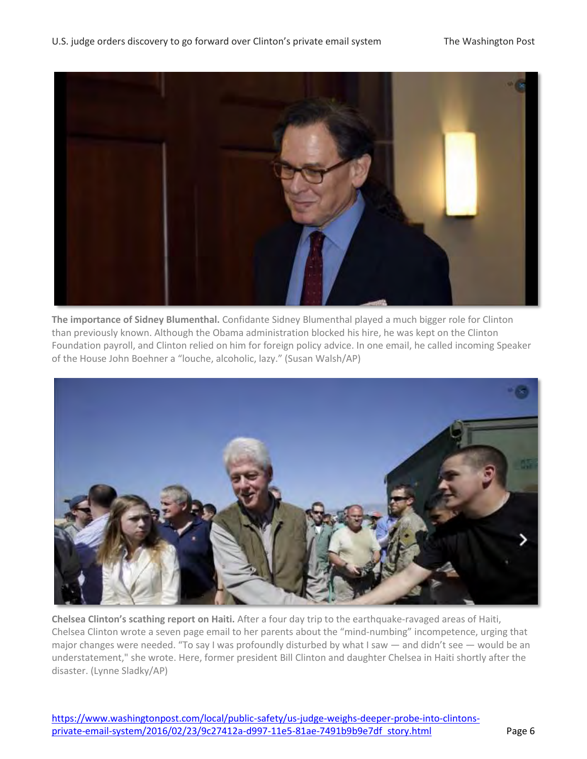**The importance of Sidney Blumenthal.** Confidante Sidney Blumenthal played a much bigger role for Clinton than previously known. Although the Obama administration blocked his hire, he was kept on the Clinton Foundation payroll, and Clinton relied on him for foreign policy advice. In one email, he called incoming Speaker of the House John Boehner a “louche, alcoholic, lazy.” (Susan Walsh/AP)

**Chelsea Clinton’s scathing report on Haiti.** After a four day trip to the earthquake-ravaged areas of Haiti, Chelsea Clinton wrote a seven page email to her parents about the “mind-numbing” incompetence, urging that major changes were needed. “To say I was profoundly disturbed by what I saw — and didn’t see — would be an understatement," she wrote. Here, former president Bill Clinton and daughter Chelsea in Haiti shortly after the disaster. (Lynne Sladky/AP)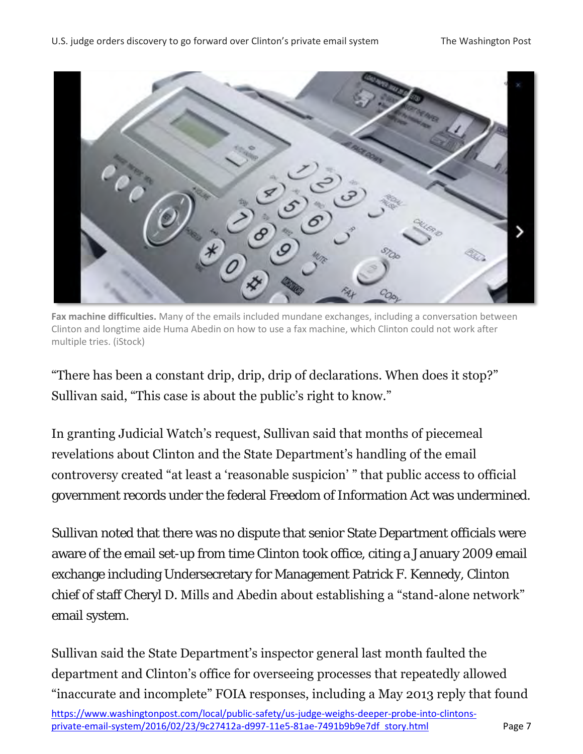**Fax machine difficulties.** Many of the emails included mundane exchanges, including a conversation between Clinton and longtime aide Huma Abedin on how to use a fax machine, which Clinton could not work after multiple tries. (iStock)

"There has been a constant drip, drip, drip of declarations. When does it stop?" Sullivan said, "This case is about the public's right to know."

In granting Judicial Watch's request, Sullivan said that months of piecemeal revelations about Clinton and the State Department's handling of the email controversy created "at least a 'reasonable suspicion' " that public access to official government records under the federal Freedom of Information Act was undermined.

Sullivan noted that there was no dispute that senior State Department officials were aware of the email set-up from time Clinton took office, citing a January 2009 email exchange including Undersecretary for Management Patrick F. Kennedy, Clinton chief of staff Cheryl D. Mills and Abedin about establishing a "stand-alone network" email system.

Sullivan said the State Department's inspector general last month faulted the department and Clinton's office for overseeing processes that repeatedly allowed "inaccurate and incomplete" FOIA responses, including a May 2013 reply that found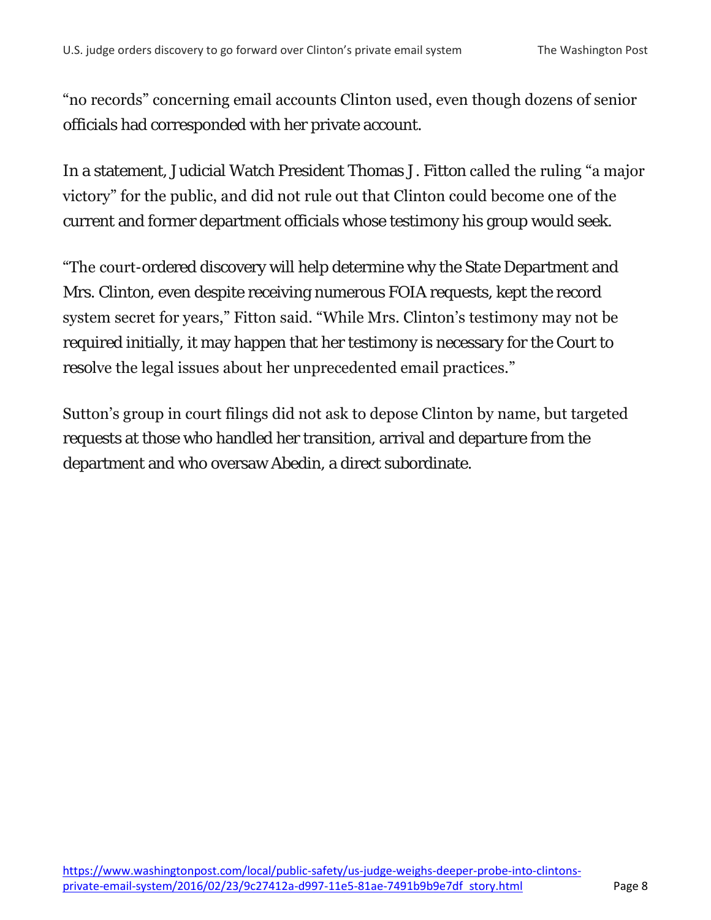"no records" concerning email accounts Clinton used, even though dozens of senior officials had corresponded with her private account.

In a statement, Judicial Watch President Thomas J. Fitton called the ruling "a major victory" for the public, and did not rule out that Clinton could become one of the current and former department officials whose testimony his group would seek.

"The court-ordered discovery will help determine why the State Department and Mrs. Clinton, even despite receiving numerous FOIA requests, kept the record system secret for years," Fitton said. "While Mrs. Clinton's testimony may not be required initially, it may happen that her testimony is necessary for the Court to resolve the legal issues about her unprecedented email practices."

Sutton's group in court filings did not ask to depose Clinton by name, but targeted requests at those who handled her transition, arrival and departure from the department and who oversaw Abedin, a direct subordinate.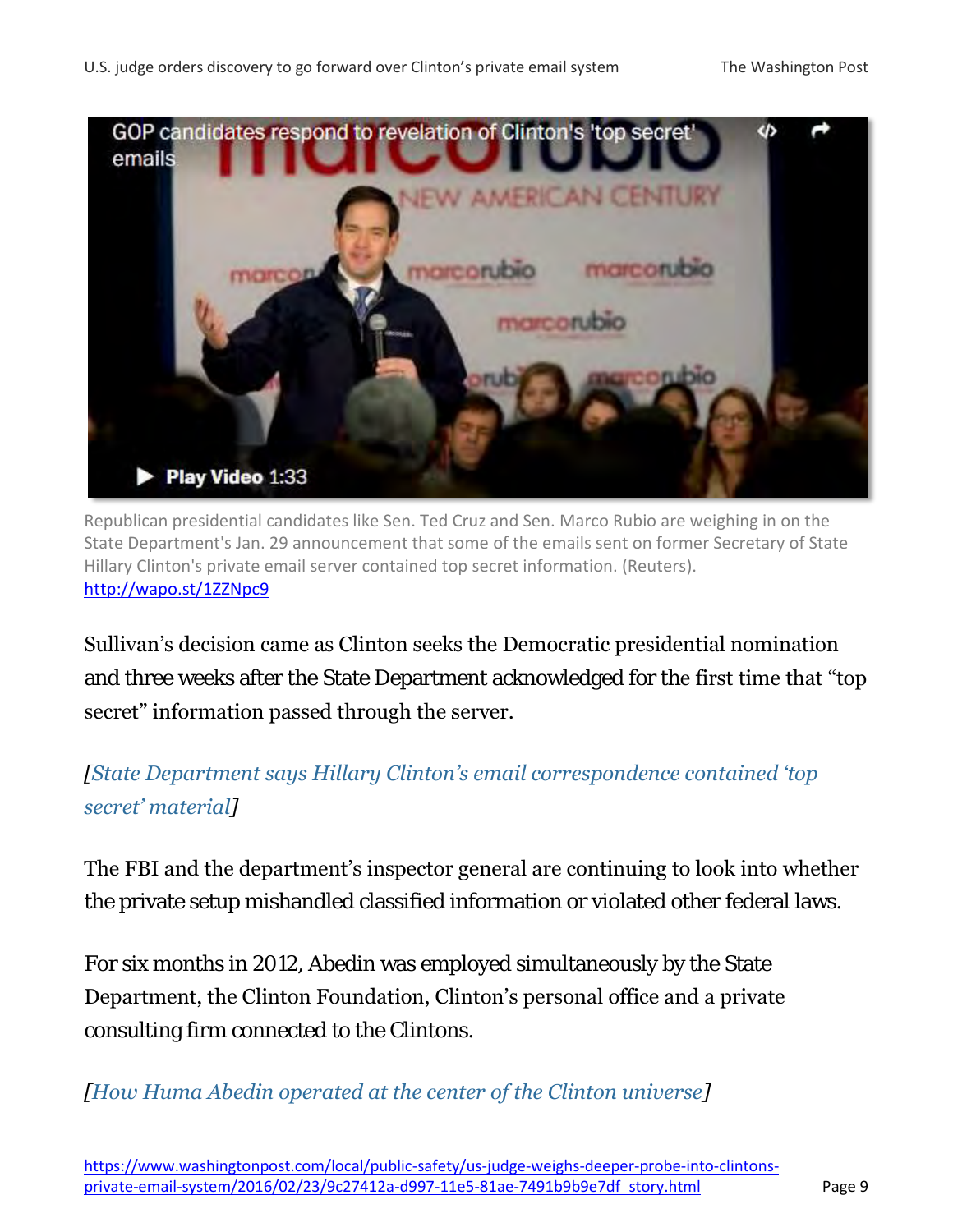Republican presidential candidates like Sen. Ted Cruz and Sen. Marco Rubio are weighing in on the State Department's Jan. 29 announcement that some of the emails sent on former Secretary of State Hillary Clinton's private email server contained top secret information. (Reuters). http://wapo.st/1ZZNpc9

Sullivan's decision came as Clinton seeks the Democratic presidential nomination and three weeks after the State Department acknowledged for the first time that "top secret" information passed through the server.

*[State Department says Hillary Clinton's email correspondence contained 'top secret' material]*

The FBI and the department's inspector general are continuing to look into whether the private setup mishandled classified information or violated other federal laws.

For six months in 2012, Abedin was employed simultaneously by the State Department, the Clinton Foundation, Clinton's personal office and a private consulting firm connected to the Clintons.

*[How Huma Abedin operated at the center of the Clinton universe]*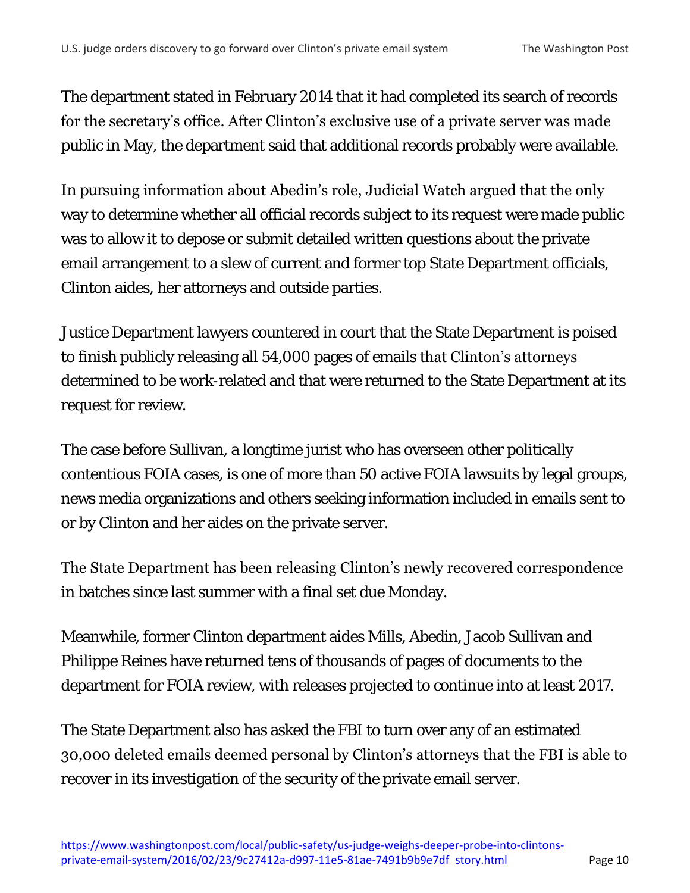The department stated in February 2014 that it had completed its search of records for the secretary's office. After Clinton's exclusive use of a private server was made public in May, the department said that additional records probably were available.

In pursuing information about Abedin's role, Judicial Watch argued that the only way to determine whether all official records subject to its request were made public was to allow it to depose or submit detailed written questions about the private email arrangement to a slew of current and former top State Department officials, Clinton aides, her attorneys and outside parties.

Justice Department lawyers countered in court that the State Department is poised to finish publicly releasing all 54,000 pages of emails that Clinton's attorneys determined to be work-related and that were returned to the State Department at its request for review.

The case before Sullivan, a longtime jurist who has overseen other politically contentious FOIA cases, is one of more than 50 active FOIA lawsuits by legal groups, news media organizations and others seeking information included in emails sent to or by Clinton and her aides on the private server.

The State Department has been releasing Clinton's newly recovered correspondence in batches since last summer with a final set due Monday.

Meanwhile, former Clinton department aides Mills, Abedin, Jacob Sullivan and Philippe Reines have returned tens of thousands of pages of documents to the department for FOIA review, with releases projected to continue into at least 2017.

The State Department also has asked the FBI to turn over any of an estimated 30,000 deleted emails deemed personal by Clinton's attorneys that the FBI is able to recover in its investigation of the security of the private email server.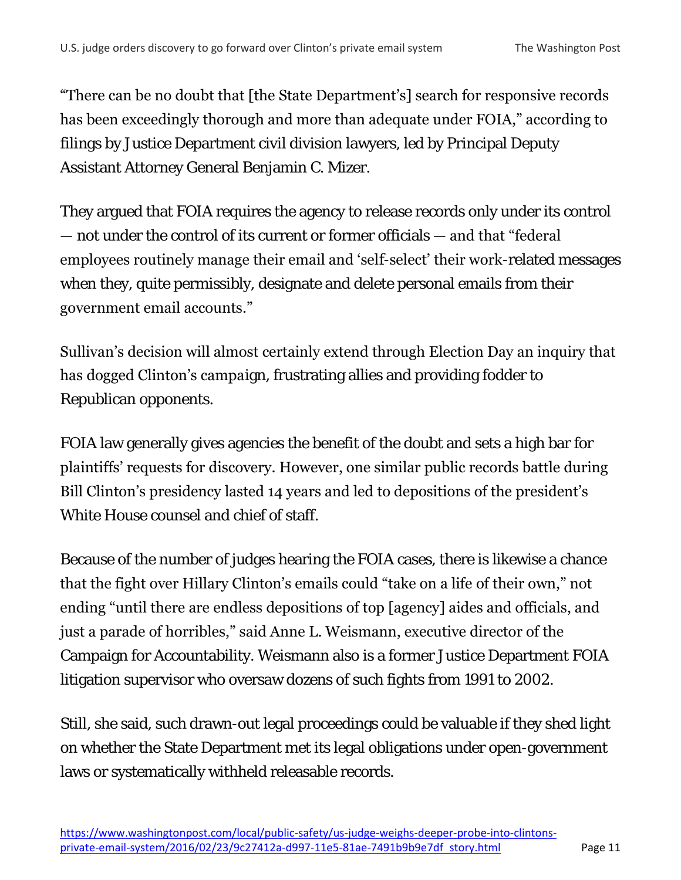"There can be no doubt that [the State Department's] search for responsive records has been exceedingly thorough and more than adequate under FOIA," according to filings by Justice Department civil division lawyers, led by Principal Deputy Assistant Attorney General Benjamin C. Mizer.

They argued that FOIA requires the agency to release records only under its control — not under the control of its current or former officials — and that "federal employees routinely manage their email and 'self-select' their work-related messages when they, quite permissibly, designate and delete personal emails from their government email accounts."

Sullivan's decision will almost certainly extend through Election Day an inquiry that has dogged Clinton's campaign, frustrating allies and providing fodder to Republican opponents.

FOIA law generally gives agencies the benefit of the doubt and sets a high bar for plaintiffs' requests for discovery. However, one similar public records battle during Bill Clinton's presidency lasted 14 years and led to depositions of the president's White House counsel and chief of staff.

Because of the number of judges hearing the FOIA cases, there is likewise a chance that the fight over Hillary Clinton's emails could "take on a life of their own," not ending "until there are endless depositions of top [agency] aides and officials, and just a parade of horribles," said Anne L. Weismann, executive director of the Campaign for Accountability. Weismann also is a former Justice Department FOIA litigation supervisor who oversaw dozens of such fights from 1991 to 2002.

Still, she said, such drawn-out legal proceedings could be valuable if they shed light on whether the State Department met its legal obligations under open-government laws or systematically withheld releasable records.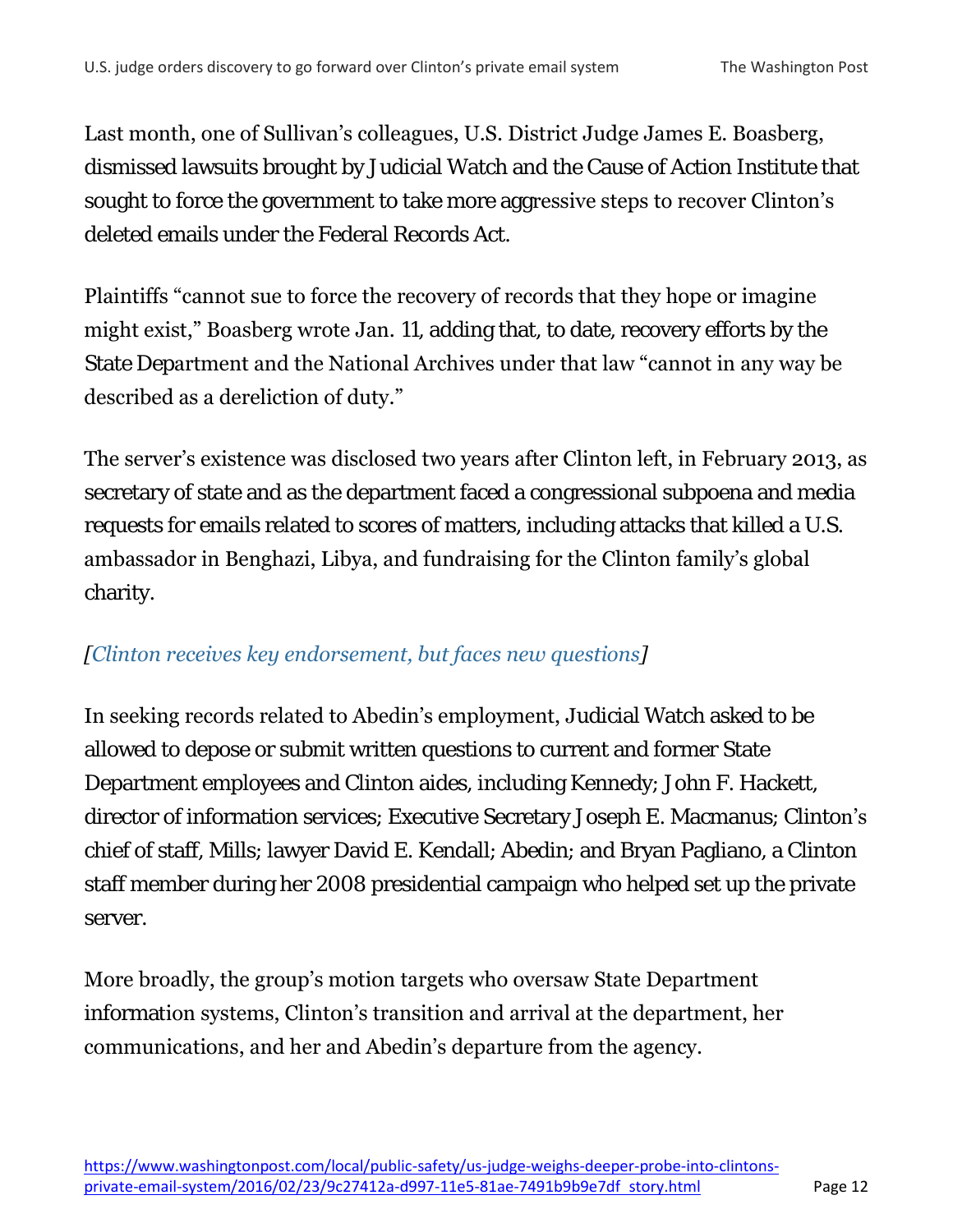Last month, one of Sullivan's colleagues, U.S. District Judge James E. Boasberg, dismissed lawsuits brought by Judicial Watch and the Cause of Action Institute that sought to force the government to take more aggressive steps to recover Clinton's deleted emails under the Federal Records Act.

Plaintiffs "cannot sue to force the recovery of records that they hope or imagine might exist," Boasberg wrote Jan. 11, adding that, to date, recovery efforts by the State Department and the National Archives under that law "cannot in any way be described as a dereliction of duty."

The server's existence was disclosed two years after Clinton left, in February 2013, as secretary of state and as the department faced a congressional subpoena and media requests for emails related to scores of matters, including attacks that killed a U.S. ambassador in Benghazi, Libya, and fundraising for the Clinton family's global charity.

*[Clinton receives key endorsement, but faces new questions]*

In seeking records related to Abedin's employment, Judicial Watch asked to be allowed to depose or submit written questions to current and former State Department employees and Clinton aides, including Kennedy; John F. Hackett, director of information services; Executive Secretary Joseph E. Macmanus; Clinton's chief of staff, Mills; lawyer David E. Kendall; Abedin; and Bryan Pagliano, a Clinton staff member during her 2008 presidential campaign who helped set up the private server.

More broadly, the group's motion targets who oversaw State Department information systems, Clinton's transition and arrival at the department, her communications, and her and Abedin's departure from the agency.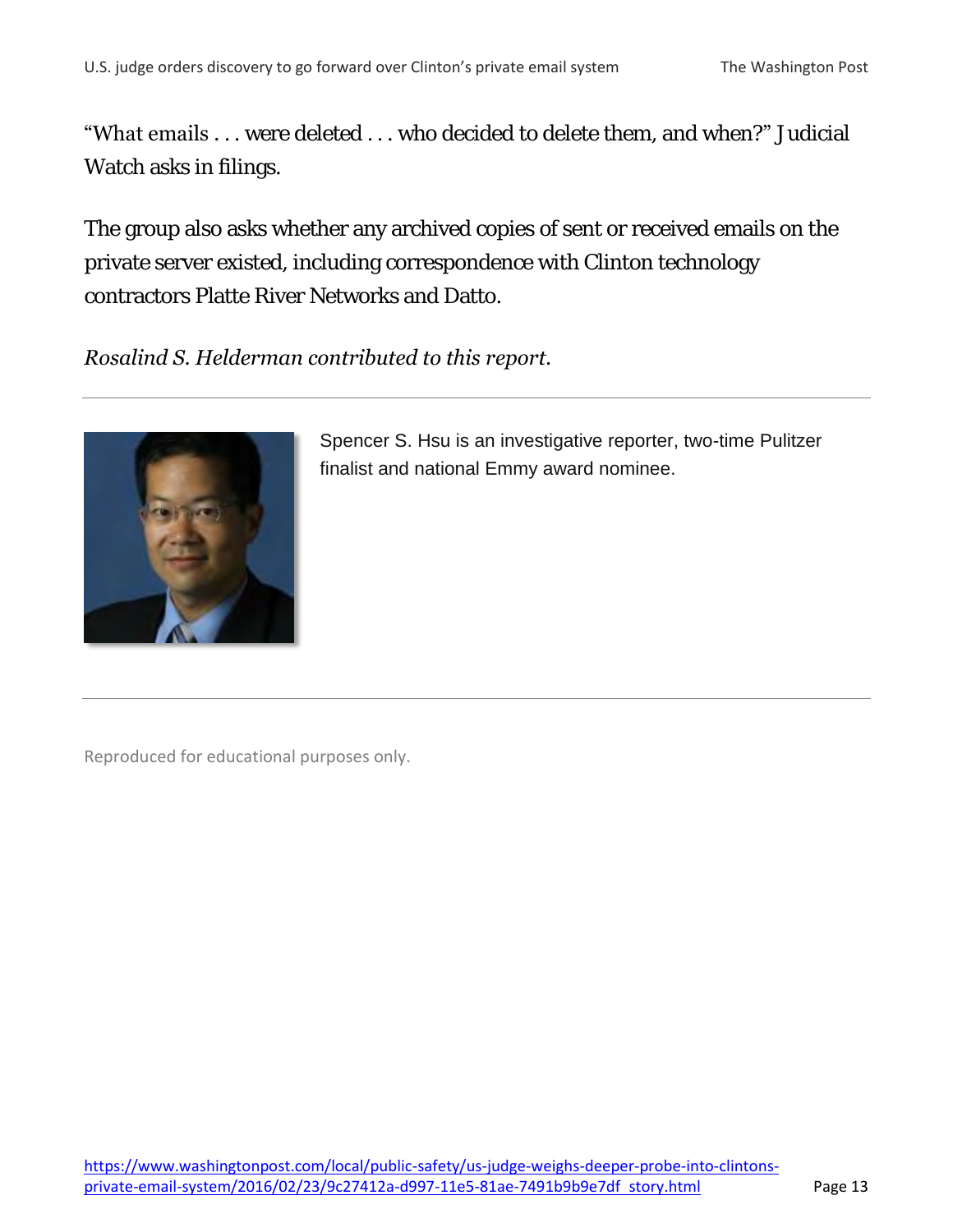"What emails . . . were deleted . . . who decided to delete them, and when?" Judicial Watch asks in filings.

The group also asks whether any archived copies of sent or received emails on the private server existed, including correspondence with Clinton technology contractors Platte River Networks and Datto.

*Rosalind S. Helderman contributed to this report.*

---

Spencer S. Hsu is an investigative reporter, two-time Pulitzer finalist and national Emmy award nominee.

---

Reproduced for educational purposes only.

https://www.washingtonpost.com/local/public-safety/us-judge-weighs-deeper-probe-into-clintons-private-email-system/2016/02/23/9c27412a-d997-11e5-81ae-7491b9b9e7df_story.html